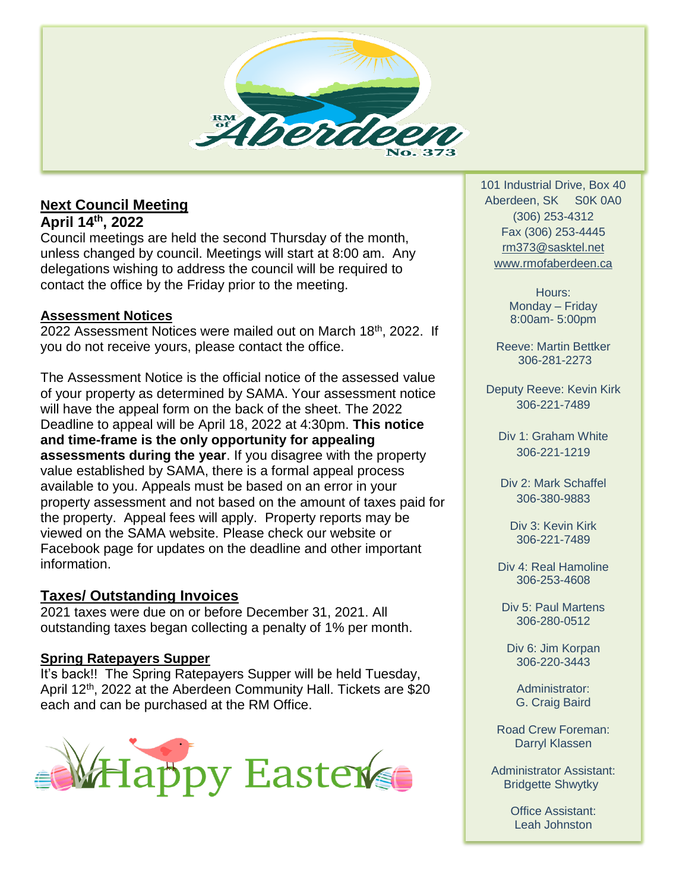# RM of Aberdeen No. 373

## Next Council Meeting

**April 14th, 2022**

Council meetings are held the second Thursday of the month, unless changed by council. Meetings will start at 8:00 am. Any delegations wishing to address the council will be required to contact the office by the Friday prior to the meeting.

## Assessment Notices

2022 Assessment Notices were mailed out on March 18th, 2022. If you do not receive yours, please contact the office.

The Assessment Notice is the official notice of the assessed value of your property as determined by SAMA. Your assessment notice will have the appeal form on the back of the sheet. The 2022 Deadline to appeal will be April 18, 2022 at 4:30pm. **This notice and time-frame is the only opportunity for appealing assessments during the year**. If you disagree with the property value established by SAMA, there is a formal appeal process available to you. Appeals must be based on an error in your property assessment and not based on the amount of taxes paid for the property. Appeal fees will apply. Property reports may be viewed on the SAMA website. Please check our website or Facebook page for updates on the deadline and other important information.

## Taxes/ Outstanding Invoices

2021 taxes were due on or before December 31, 2021. All outstanding taxes began collecting a penalty of 1% per month.

## Spring Ratepayers Supper

It's back!! The Spring Ratepayers Supper will be held Tuesday, April 12th, 2022 at the Aberdeen Community Hall. Tickets are $20 each and can be purchased at the RM Office.

Happy Easter

---

101 Industrial Drive, Box 40
Aberdeen, SK S0K 0A0
(306) 253-4312
Fax (306) 253-4445
rm373@sasktel.net
www.rmofaberdeen.ca

Hours:
Monday – Friday
8:00am- 5:00pm

Reeve: Martin Bettker
306-281-2273

Deputy Reeve: Kevin Kirk
306-221-7489

Div 1: Graham White
306-221-1219

Div 2: Mark Schaffel
306-380-9883

Div 3: Kevin Kirk
306-221-7489

Div 4: Real Hamoline
306-253-4608

Div 5: Paul Martens
306-280-0512

Div 6: Jim Korpan
306-220-3443

Administrator:
G. Craig Baird

Road Crew Foreman:
Darryl Klassen

Administrator Assistant:
Bridgette Shwytky

Office Assistant:
Leah Johnston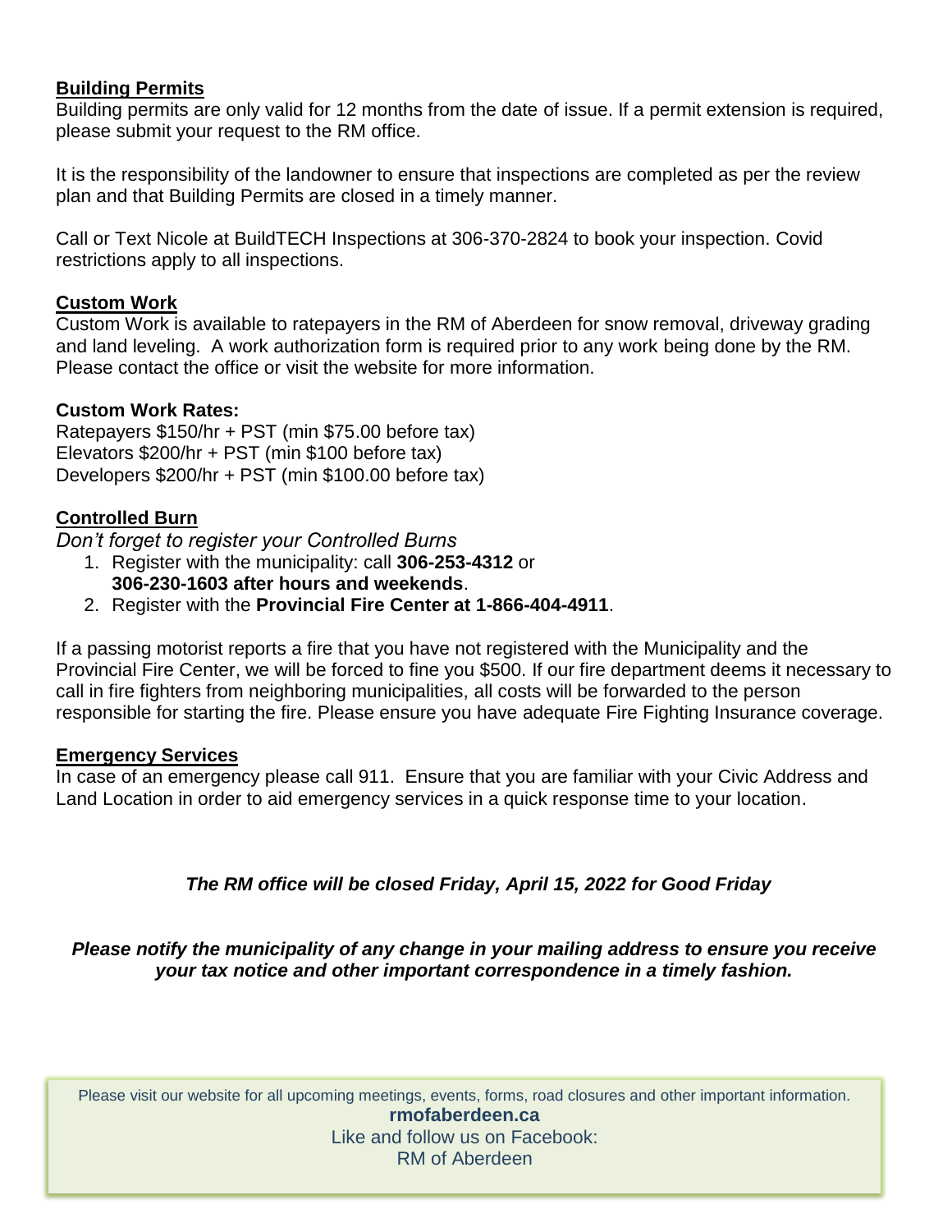## Building Permits

Building permits are only valid for 12 months from the date of issue. If a permit extension is required, please submit your request to the RM office.

It is the responsibility of the landowner to ensure that inspections are completed as per the review plan and that Building Permits are closed in a timely manner.

Call or Text Nicole at BuildTECH Inspections at 306-370-2824 to book your inspection. Covid restrictions apply to all inspections.

## Custom Work

Custom Work is available to ratepayers in the RM of Aberdeen for snow removal, driveway grading and land leveling. A work authorization form is required prior to any work being done by the RM. Please contact the office or visit the website for more information.

**Custom Work Rates:**

Ratepayers $150/hr + PST (min $75.00 before tax)
Elevators $200/hr + PST (min $100 before tax)
Developers $200/hr + PST (min $100.00 before tax)

## Controlled Burn

*Don't forget to register your Controlled Burns*

1. Register with the municipality: call **306-253-4312** or **306-230-1603 after hours and weekends**.
2. Register with the **Provincial Fire Center at 1-866-404-4911**.

If a passing motorist reports a fire that you have not registered with the Municipality and the Provincial Fire Center, we will be forced to fine you $500. If our fire department deems it necessary to call in fire fighters from neighboring municipalities, all costs will be forwarded to the person responsible for starting the fire. Please ensure you have adequate Fire Fighting Insurance coverage.

## Emergency Services

In case of an emergency please call 911. Ensure that you are familiar with your Civic Address and Land Location in order to aid emergency services in a quick response time to your location.

***The RM office will be closed Friday, April 15, 2022 for Good Friday***

***Please notify the municipality of any change in your mailing address to ensure you receive your tax notice and other important correspondence in a timely fashion.***

Please visit our website for all upcoming meetings, events, forms, road closures and other important information.
**rmofaberdeen.ca**
Like and follow us on Facebook:
RM of Aberdeen